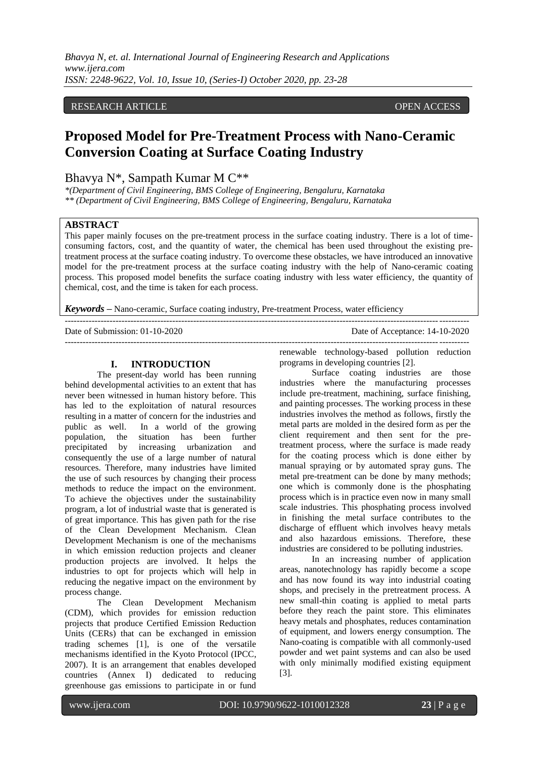RESEARCH ARTICLE OPEN ACCESS

# Proposed Model for Pre-Treatment Process with Nano-Ceramic Conversion Coating at Surface Coating Industry

Bhavya N*, Sampath Kumar M C**

*(Department of Civil Engineering, BMS College of Engineering, Bengaluru, Karnataka
** (Department of Civil Engineering, BMS College of Engineering, Bengaluru, Karnataka

## ABSTRACT

This paper mainly focuses on the pre-treatment process in the surface coating industry. There is a lot of time-consuming factors, cost, and the quantity of water, the chemical has been used throughout the existing pre-treatment process at the surface coating industry. To overcome these obstacles, we have introduced an innovative model for the pre-treatment process at the surface coating industry with the help of Nano-ceramic coating process. This proposed model benefits the surface coating industry with less water efficiency, the quantity of chemical, cost, and the time is taken for each process.

***Keywords*** – Nano-ceramic, Surface coating industry, Pre-treatment Process, water efficiency

Date of Submission: 01-10-2020 Date of Acceptance: 14-10-2020

## I. INTRODUCTION

The present-day world has been running behind developmental activities to an extent that has never been witnessed in human history before. This has led to the exploitation of natural resources resulting in a matter of concern for the industries and public as well. In a world of the growing population, the situation has been further precipitated by increasing urbanization and consequently the use of a large number of natural resources. Therefore, many industries have limited the use of such resources by changing their process methods to reduce the impact on the environment. To achieve the objectives under the sustainability program, a lot of industrial waste that is generated is of great importance. This has given path for the rise of the Clean Development Mechanism. Clean Development Mechanism is one of the mechanisms in which emission reduction projects and cleaner production projects are involved. It helps the industries to opt for projects which will help in reducing the negative impact on the environment by process change.

The Clean Development Mechanism (CDM), which provides for emission reduction projects that produce Certified Emission Reduction Units (CERs) that can be exchanged in emission trading schemes [1], is one of the versatile mechanisms identified in the Kyoto Protocol (IPCC, 2007). It is an arrangement that enables developed countries (Annex I) dedicated to reducing greenhouse gas emissions to participate in or fund renewable technology-based pollution reduction programs in developing countries [2].

Surface coating industries are those industries where the manufacturing processes include pre-treatment, machining, surface finishing, and painting processes. The working process in these industries involves the method as follows, firstly the metal parts are molded in the desired form as per the client requirement and then sent for the pre-treatment process, where the surface is made ready for the coating process which is done either by manual spraying or by automated spray guns. The metal pre-treatment can be done by many methods; one which is commonly done is the phosphating process which is in practice even now in many small scale industries. This phosphating process involved in finishing the metal surface contributes to the discharge of effluent which involves heavy metals and also hazardous emissions. Therefore, these industries are considered to be polluting industries.

In an increasing number of application areas, nanotechnology has rapidly become a scope and has now found its way into industrial coating shops, and precisely in the pretreatment process. A new small-thin coating is applied to metal parts before they reach the paint store. This eliminates heavy metals and phosphates, reduces contamination of equipment, and lowers energy consumption. The Nano-coating is compatible with all commonly-used powder and wet paint systems and can also be used with only minimally modified existing equipment [3].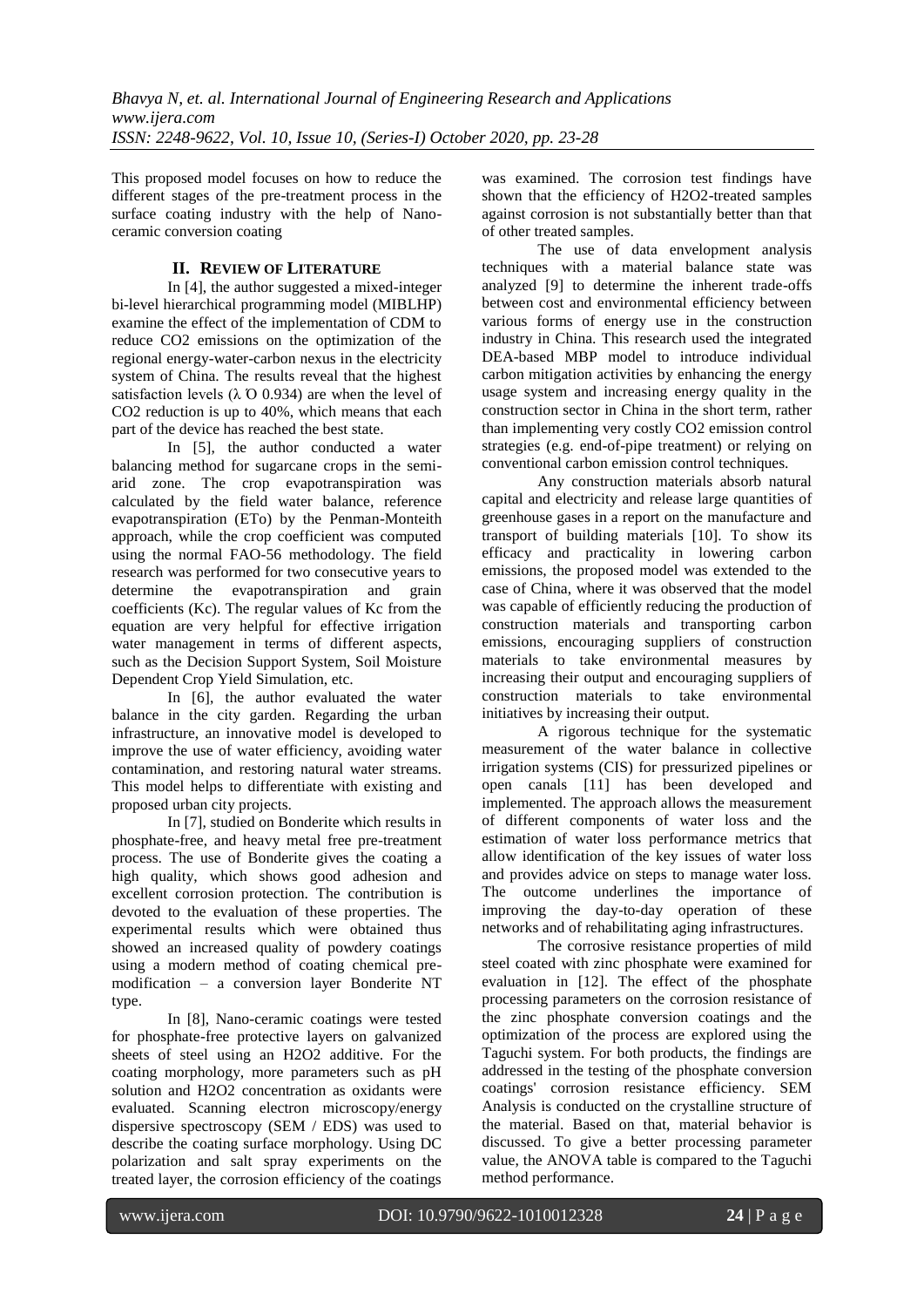This proposed model focuses on how to reduce the different stages of the pre-treatment process in the surface coating industry with the help of Nano-ceramic conversion coating

## II. REVIEW OF LITERATURE

In [4], the author suggested a mixed-integer bi-level hierarchical programming model (MIBLHP) examine the effect of the implementation of CDM to reduce $CO_2$ emissions on the optimization of the regional energy-water-carbon nexus in the electricity system of China. The results reveal that the highest satisfaction levels (λ Ό 0.934) are when the level of $CO_2$ reduction is up to 40%, which means that each part of the device has reached the best state.

In [5], the author conducted a water balancing method for sugarcane crops in the semi-arid zone. The crop evapotranspiration was calculated by the field water balance, reference evapotranspiration (ETo) by the Penman-Monteith approach, while the crop coefficient was computed using the normal FAO-56 methodology. The field research was performed for two consecutive years to determine the evapotranspiration and grain coefficients (Kc). The regular values of Kc from the equation are very helpful for effective irrigation water management in terms of different aspects, such as the Decision Support System, Soil Moisture Dependent Crop Yield Simulation, etc.

In [6], the author evaluated the water balance in the city garden. Regarding the urban infrastructure, an innovative model is developed to improve the use of water efficiency, avoiding water contamination, and restoring natural water streams. This model helps to differentiate with existing and proposed urban city projects.

In [7], studied on Bonderite which results in phosphate-free, and heavy metal free pre-treatment process. The use of Bonderite gives the coating a high quality, which shows good adhesion and excellent corrosion protection. The contribution is devoted to the evaluation of these properties. The experimental results which were obtained thus showed an increased quality of powdery coatings using a modern method of coating chemical pre-modification – a conversion layer Bonderite NT type.

In [8], Nano-ceramic coatings were tested for phosphate-free protective layers on galvanized sheets of steel using an $H_2O_2$ additive. For the coating morphology, more parameters such as pH solution and $H_2O_2$ concentration as oxidants were evaluated. Scanning electron microscopy/energy dispersive spectroscopy (SEM / EDS) was used to describe the coating surface morphology. Using DC polarization and salt spray experiments on the treated layer, the corrosion efficiency of the coatings was examined. The corrosion test findings have shown that the efficiency of $H_2O_2$-treated samples against corrosion is not substantially better than that of other treated samples.

The use of data envelopment analysis techniques with a material balance state was analyzed [9] to determine the inherent trade-offs between cost and environmental efficiency between various forms of energy use in the construction industry in China. This research used the integrated DEA-based MBP model to introduce individual carbon mitigation activities by enhancing the energy usage system and increasing energy quality in the construction sector in China in the short term, rather than implementing very costly $CO_2$ emission control strategies (e.g. end-of-pipe treatment) or relying on conventional carbon emission control techniques.

Any construction materials absorb natural capital and electricity and release large quantities of greenhouse gases in a report on the manufacture and transport of building materials [10]. To show its efficacy and practicality in lowering carbon emissions, the proposed model was extended to the case of China, where it was observed that the model was capable of efficiently reducing the production of construction materials and transporting carbon emissions, encouraging suppliers of construction materials to take environmental measures by increasing their output and encouraging suppliers of construction materials to take environmental initiatives by increasing their output.

A rigorous technique for the systematic measurement of the water balance in collective irrigation systems (CIS) for pressurized pipelines or open canals [11] has been developed and implemented. The approach allows the measurement of different components of water loss and the estimation of water loss performance metrics that allow identification of the key issues of water loss and provides advice on steps to manage water loss. The outcome underlines the importance of improving the day-to-day operation of these networks and of rehabilitating aging infrastructures.

The corrosive resistance properties of mild steel coated with zinc phosphate were examined for evaluation in [12]. The effect of the phosphate processing parameters on the corrosion resistance of the zinc phosphate conversion coatings and the optimization of the process are explored using the Taguchi system. For both products, the findings are addressed in the testing of the phosphate conversion coatings' corrosion resistance efficiency. SEM Analysis is conducted on the crystalline structure of the material. Based on that, material behavior is discussed. To give a better processing parameter value, the ANOVA table is compared to the Taguchi method performance.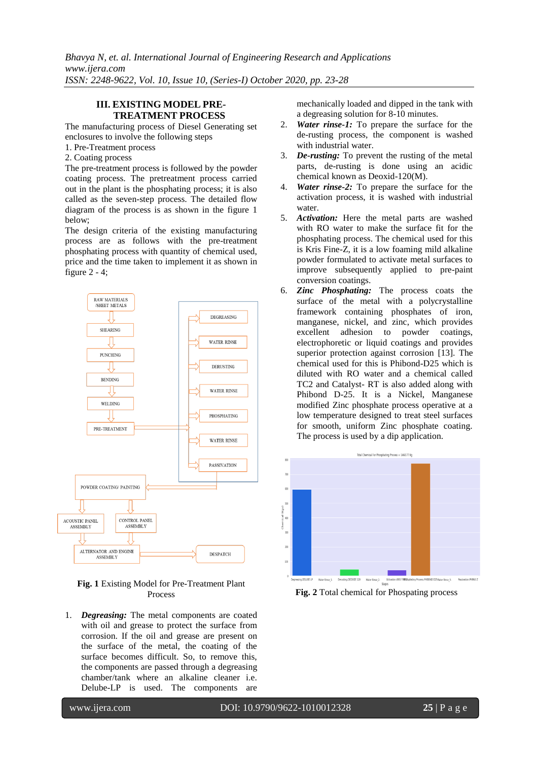## III. EXISTING MODEL PRE-TREATMENT PROCESS

The manufacturing process of Diesel Generating set enclosures to involve the following steps

1. Pre-Treatment process
2. Coating process

The pre-treatment process is followed by the powder coating process. The pretreatment process carried out in the plant is the phosphating process; it is also called as the seven-step process. The detailed flow diagram of the process is as shown in the figure 1 below;

The design criteria of the existing manufacturing process are as follows with the pre-treatment phosphating process with quantity of chemical used, price and the time taken to implement it as shown in figure 2 - 4;

**Fig. 1** Existing Model for Pre-Treatment Plant Process

1. ***Degreasing:*** The metal components are coated with oil and grease to protect the surface from corrosion. If the oil and grease are present on the surface of the metal, the coating of the surface becomes difficult. So, to remove this, the components are passed through a degreasing chamber/tank where an alkaline cleaner i.e. Delube-LP is used. The components are mechanically loaded and dipped in the tank with a degreasing solution for 8-10 minutes.
2. ***Water rinse-1:*** To prepare the surface for the de-rusting process, the component is washed with industrial water.
3. ***De-rusting:*** To prevent the rusting of the metal parts, de-rusting is done using an acidic chemical known as Deoxid-120(M).
4. ***Water rinse-2:*** To prepare the surface for the activation process, it is washed with industrial water.
5. ***Activation:*** Here the metal parts are washed with RO water to make the surface fit for the phosphating process. The chemical used for this is Kris Fine-Z, it is a low foaming mild alkaline powder formulated to activate metal surfaces to improve subsequently applied to pre-paint conversion coatings.
6. ***Zinc Phosphating:*** The process coats the surface of the metal with a polycrystalline framework containing phosphates of iron, manganese, nickel, and zinc, which provides excellent adhesion to powder coatings, electrophoretic or liquid coatings and provides superior protection against corrosion [13]. The chemical used for this is Phibond-D25 which is diluted with RO water and a chemical called TC2 and Catalyst- RT is also added along with Phibond D-25. It is a Nickel, Manganese modified Zinc phosphate process operative at a low temperature designed to treat steel surfaces for smooth, uniform Zinc phosphate coating. The process is used by a dip application.

**Fig. 2** Total chemical for Phospating process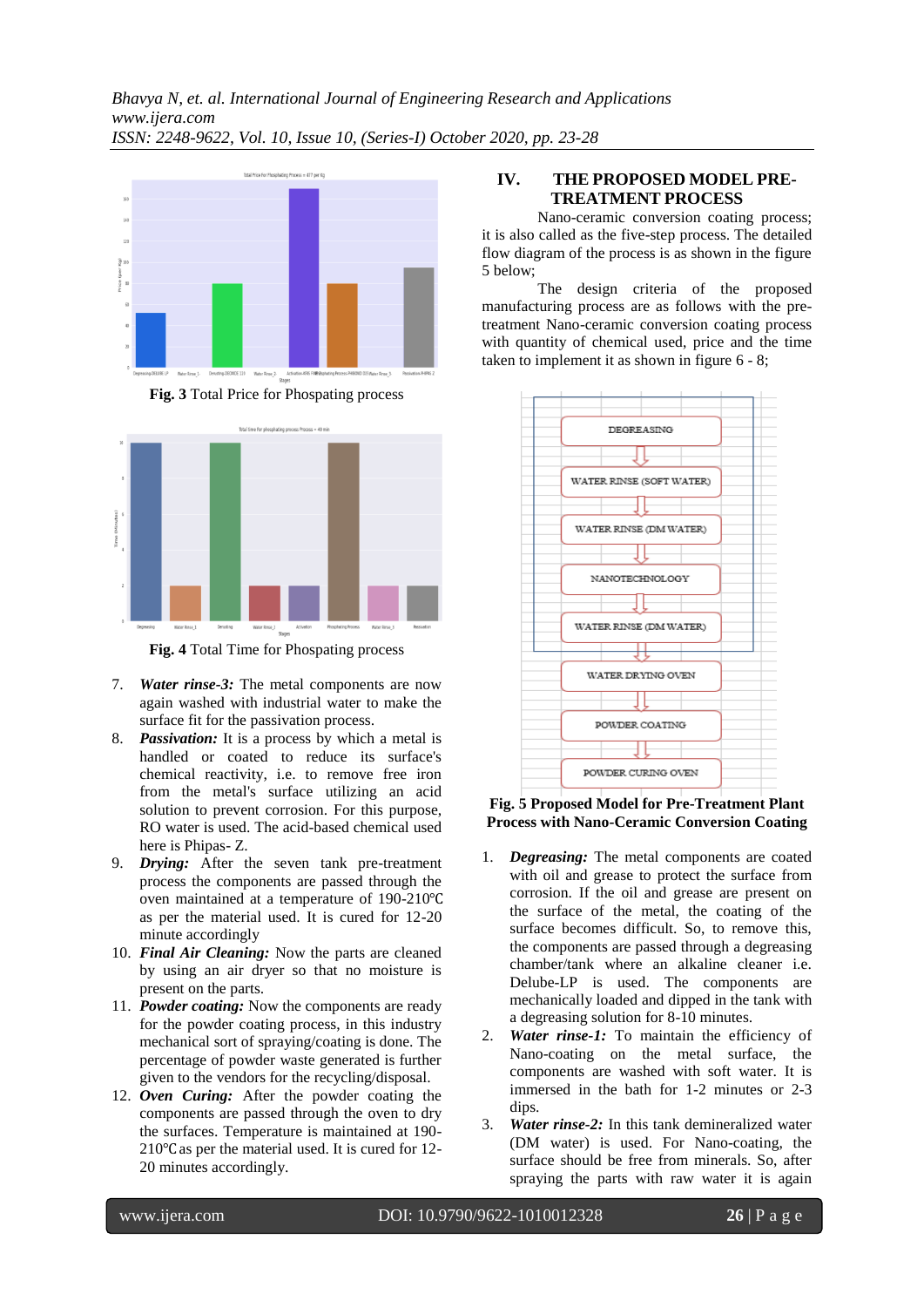Fig. 3 Total Price for Phospating process

Fig. 4 Total Time for Phospating process

7. ***Water rinse-3:*** The metal components are now again washed with industrial water to make the surface fit for the passivation process.
8. ***Passivation:*** It is a process by which a metal is handled or coated to reduce its surface's chemical reactivity, i.e. to remove free iron from the metal's surface utilizing an acid solution to prevent corrosion. For this purpose, RO water is used. The acid-based chemical used here is Phipas- Z.
9. ***Drying:*** After the seven tank pre-treatment process the components are passed through the oven maintained at a temperature of 190-210℃ as per the material used. It is cured for 12-20 minute accordingly
10. ***Final Air Cleaning:*** Now the parts are cleaned by using an air dryer so that no moisture is present on the parts.
11. ***Powder coating:*** Now the components are ready for the powder coating process, in this industry mechanical sort of spraying/coating is done. The percentage of powder waste generated is further given to the vendors for the recycling/disposal.
12. ***Oven Curing:*** After the powder coating the components are passed through the oven to dry the surfaces. Temperature is maintained at 190-210℃ as per the material used. It is cured for 12-20 minutes accordingly.

## IV. THE PROPOSED MODEL PRE-TREATMENT PROCESS

Nano-ceramic conversion coating process; it is also called as the five-step process. The detailed flow diagram of the process is as shown in the figure 5 below;

The design criteria of the proposed manufacturing process are as follows with the pre-treatment Nano-ceramic conversion coating process with quantity of chemical used, price and the time taken to implement it as shown in figure 6 - 8;

DEGREASING → WATER RINSE (SOFT WATER) → WATER RINSE (DM WATER) → NANOTECHNOLOGY → WATER RINSE (DM WATER) → WATER DRYING OVEN → POWDER COATING → POWDER CURING OVEN

**Fig. 5 Proposed Model for Pre-Treatment Plant Process with Nano-Ceramic Conversion Coating**

1. ***Degreasing:*** The metal components are coated with oil and grease to protect the surface from corrosion. If the oil and grease are present on the surface of the metal, the coating of the surface becomes difficult. So, to remove this, the components are passed through a degreasing chamber/tank where an alkaline cleaner i.e. Delube-LP is used. The components are mechanically loaded and dipped in the tank with a degreasing solution for 8-10 minutes.
2. ***Water rinse-1:*** To maintain the efficiency of Nano-coating on the metal surface, the components are washed with soft water. It is immersed in the bath for 1-2 minutes or 2-3 dips.
3. ***Water rinse-2:*** In this tank demineralized water (DM water) is used. For Nano-coating, the surface should be free from minerals. So, after spraying the parts with raw water it is again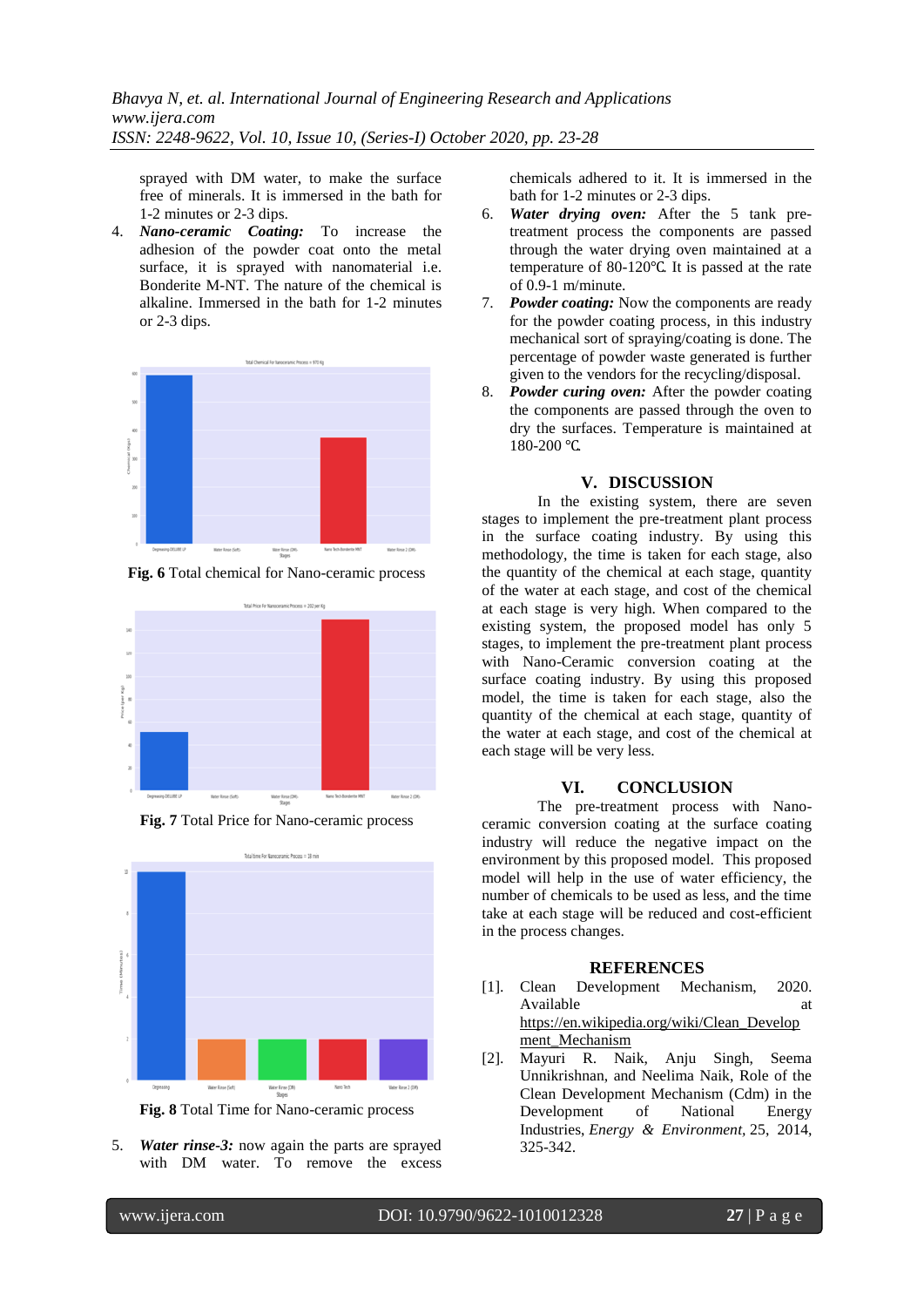sprayed with DM water, to make the surface free of minerals. It is immersed in the bath for 1-2 minutes or 2-3 dips.

4. ***Nano-ceramic Coating:*** To increase the adhesion of the powder coat onto the metal surface, it is sprayed with nanomaterial i.e. Bonderite M-NT. The nature of the chemical is alkaline. Immersed in the bath for 1-2 minutes or 2-3 dips.

**Fig. 6** Total chemical for Nano-ceramic process

**Fig. 7** Total Price for Nano-ceramic process

**Fig. 8** Total Time for Nano-ceramic process

5. ***Water rinse-3:*** now again the parts are sprayed with DM water. To remove the excess chemicals adhered to it. It is immersed in the bath for 1-2 minutes or 2-3 dips.
6. ***Water drying oven:*** After the 5 tank pre-treatment process the components are passed through the water drying oven maintained at a temperature of 80-120℃. It is passed at the rate of 0.9-1 m/minute.
7. ***Powder coating:*** Now the components are ready for the powder coating process, in this industry mechanical sort of spraying/coating is done. The percentage of powder waste generated is further given to the vendors for the recycling/disposal.
8. ***Powder curing oven:*** After the powder coating the components are passed through the oven to dry the surfaces. Temperature is maintained at 180-200 ℃.

## V. DISCUSSION

In the existing system, there are seven stages to implement the pre-treatment plant process in the surface coating industry. By using this methodology, the time is taken for each stage, also the quantity of the chemical at each stage, quantity of the water at each stage, and cost of the chemical at each stage is very high. When compared to the existing system, the proposed model has only 5 stages, to implement the pre-treatment plant process with Nano-Ceramic conversion coating at the surface coating industry. By using this proposed model, the time is taken for each stage, also the quantity of the chemical at each stage, quantity of the water at each stage, and cost of the chemical at each stage will be very less.

## VI. CONCLUSION

The pre-treatment process with Nano-ceramic conversion coating at the surface coating industry will reduce the negative impact on the environment by this proposed model. This proposed model will help in the use of water efficiency, the number of chemicals to be used as less, and the time take at each stage will be reduced and cost-efficient in the process changes.

## REFERENCES

[1]. Clean Development Mechanism, 2020. Available at https://en.wikipedia.org/wiki/Clean_Development_Mechanism

[2]. Mayuri R. Naik, Anju Singh, Seema Unnikrishnan, and Neelima Naik, Role of the Clean Development Mechanism (Cdm) in the Development of National Energy Industries, *Energy & Environment*, 25, 2014, 325-342.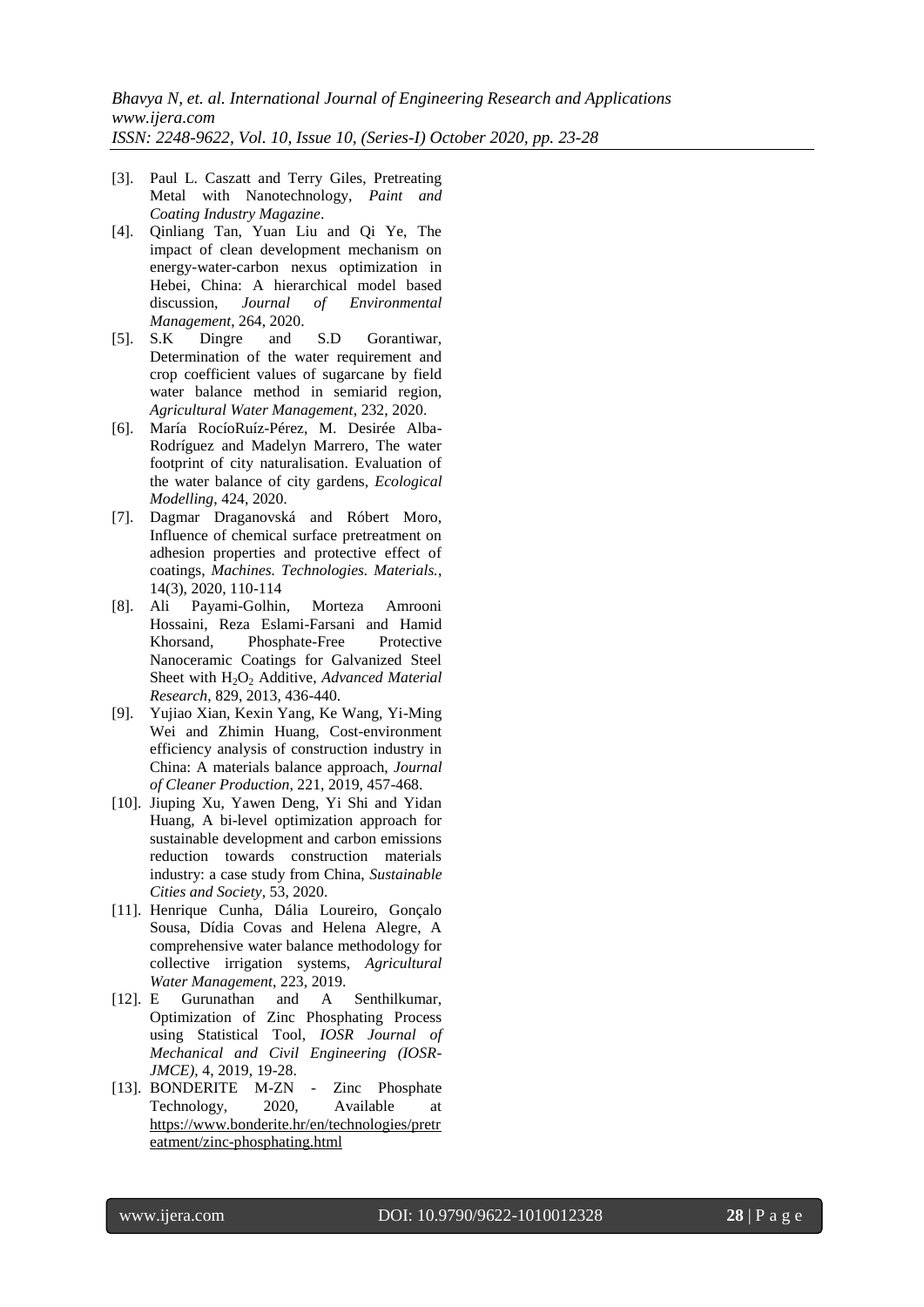[3]. Paul L. Caszatt and Terry Giles, Pretreating Metal with Nanotechnology, *Paint and Coating Industry Magazine*.

[4]. Qinliang Tan, Yuan Liu and Qi Ye, The impact of clean development mechanism on energy-water-carbon nexus optimization in Hebei, China: A hierarchical model based discussion, *Journal of Environmental Management*, 264, 2020.

[5]. S.K Dingre and S.D Gorantiwar, Determination of the water requirement and crop coefficient values of sugarcane by field water balance method in semiarid region, *Agricultural Water Management*, 232, 2020.

[6]. María RocíoRuíz-Pérez, M. Desirée Alba-Rodríguez and Madelyn Marrero, The water footprint of city naturalisation. Evaluation of the water balance of city gardens, *Ecological Modelling*, 424, 2020.

[7]. Dagmar Draganovská and Róbert Moro, Influence of chemical surface pretreatment on adhesion properties and protective effect of coatings, *Machines. Technologies. Materials.*, 14(3), 2020, 110-114

[8]. Ali Payami-Golhin, Morteza Amrooni Hossaini, Reza Eslami-Farsani and Hamid Khorsand, Phosphate-Free Protective Nanoceramic Coatings for Galvanized Steel Sheet with $H_2O_2$ Additive, *Advanced Material Research*, 829, 2013, 436-440.

[9]. Yujiao Xian, Kexin Yang, Ke Wang, Yi-Ming Wei and Zhimin Huang, Cost-environment efficiency analysis of construction industry in China: A materials balance approach, *Journal of Cleaner Production*, 221, 2019, 457-468.

[10]. Jiuping Xu, Yawen Deng, Yi Shi and Yidan Huang, A bi-level optimization approach for sustainable development and carbon emissions reduction towards construction materials industry: a case study from China, *Sustainable Cities and Society*, 53, 2020.

[11]. Henrique Cunha, Dália Loureiro, Gonçalo Sousa, Dídia Covas and Helena Alegre, A comprehensive water balance methodology for collective irrigation systems, *Agricultural Water Management*, 223, 2019.

[12]. E Gurunathan and A Senthilkumar, Optimization of Zinc Phosphating Process using Statistical Tool, *IOSR Journal of Mechanical and Civil Engineering (IOSR-JMCE)*, 4, 2019, 19-28.

[13]. BONDERITE M-ZN - Zinc Phosphate Technology, 2020, Available at https://www.bonderite.hr/en/technologies/pretreatment/zinc-phosphating.html